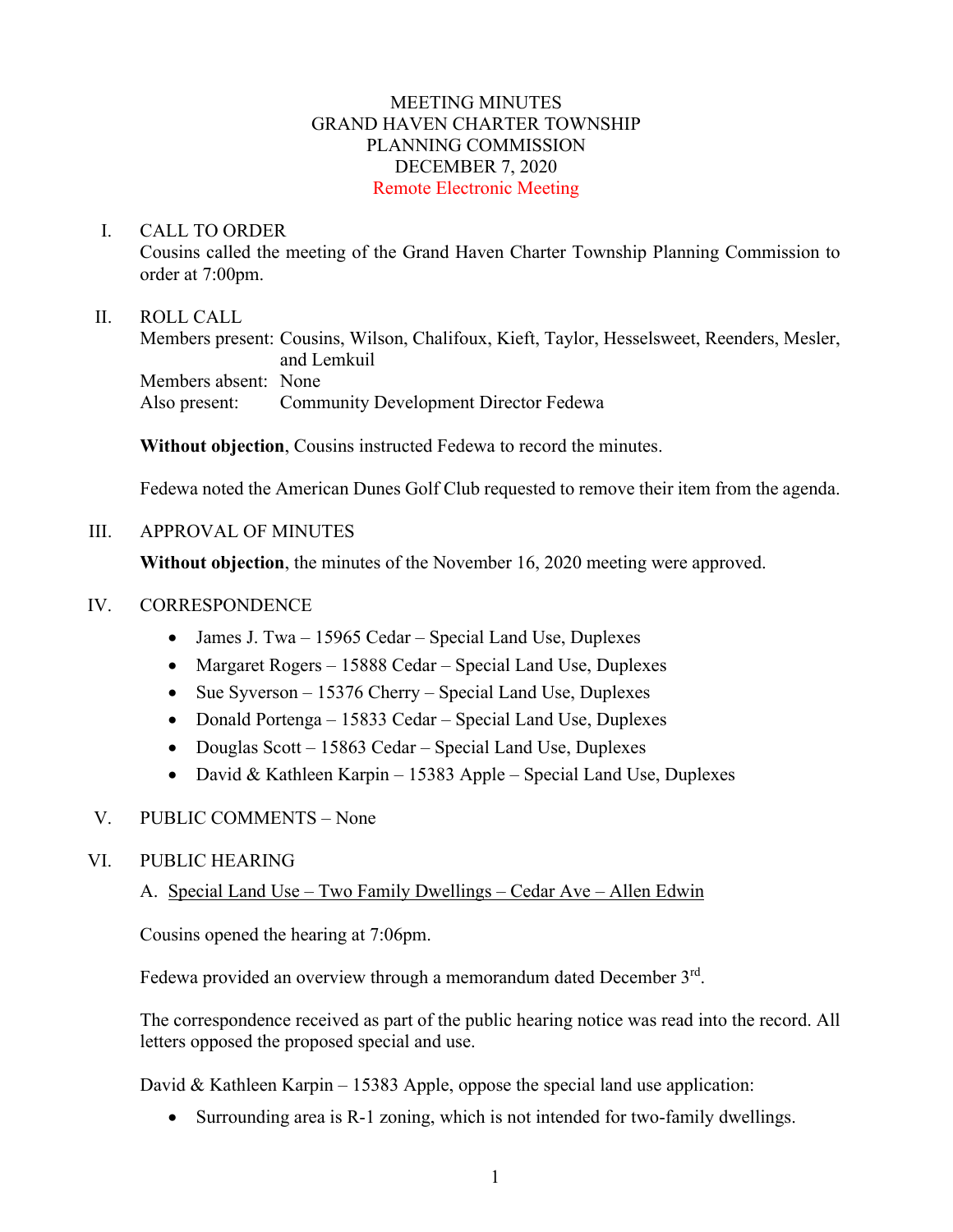# MEETING MINUTES
# GRAND HAVEN CHARTER TOWNSHIP
# PLANNING COMMISSION
# DECEMBER 7, 2020
# Remote Electronic Meeting

## I. CALL TO ORDER

Cousins called the meeting of the Grand Haven Charter Township Planning Commission to order at 7:00pm.

## II. ROLL CALL

Members present: Cousins, Wilson, Chalifoux, Kieft, Taylor, Hesselsweet, Reenders, Mesler, and Lemkuil
Members absent: None
Also present: Community Development Director Fedewa

**Without objection**, Cousins instructed Fedewa to record the minutes.

Fedewa noted the American Dunes Golf Club requested to remove their item from the agenda.

## III. APPROVAL OF MINUTES

**Without objection**, the minutes of the November 16, 2020 meeting were approved.

## IV. CORRESPONDENCE

- James J. Twa – 15965 Cedar – Special Land Use, Duplexes
- Margaret Rogers – 15888 Cedar – Special Land Use, Duplexes
- Sue Syverson – 15376 Cherry – Special Land Use, Duplexes
- Donald Portenga – 15833 Cedar – Special Land Use, Duplexes
- Douglas Scott – 15863 Cedar – Special Land Use, Duplexes
- David & Kathleen Karpin – 15383 Apple – Special Land Use, Duplexes

## V. PUBLIC COMMENTS – None

## VI. PUBLIC HEARING

A. Special Land Use – Two Family Dwellings – Cedar Ave – Allen Edwin

Cousins opened the hearing at 7:06pm.

Fedewa provided an overview through a memorandum dated December 3rd.

The correspondence received as part of the public hearing notice was read into the record. All letters opposed the proposed special and use.

David & Kathleen Karpin – 15383 Apple, oppose the special land use application:

- Surrounding area is R-1 zoning, which is not intended for two-family dwellings.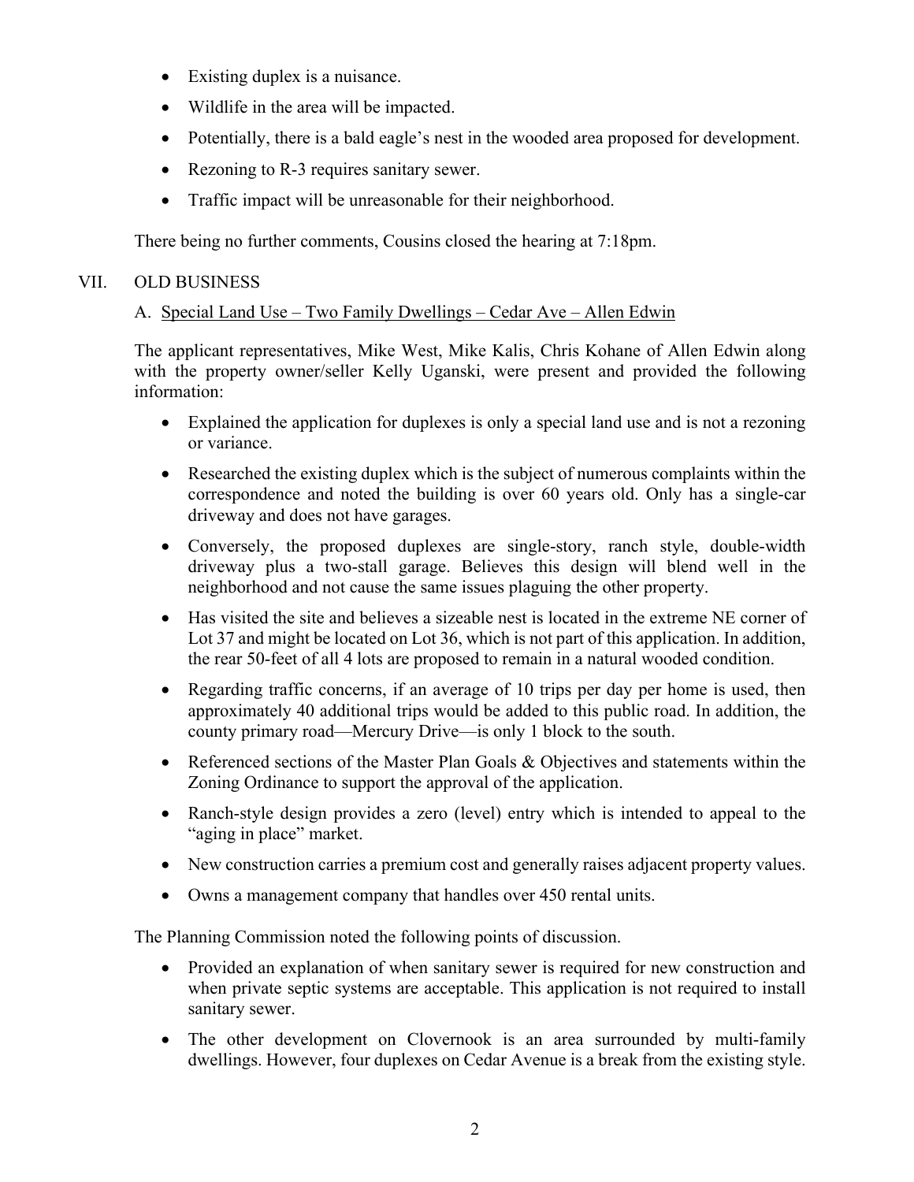- Existing duplex is a nuisance.
- Wildlife in the area will be impacted.
- Potentially, there is a bald eagle's nest in the wooded area proposed for development.
- Rezoning to R-3 requires sanitary sewer.
- Traffic impact will be unreasonable for their neighborhood.

There being no further comments, Cousins closed the hearing at 7:18pm.

## VII. OLD BUSINESS

### A. Special Land Use – Two Family Dwellings – Cedar Ave – Allen Edwin

The applicant representatives, Mike West, Mike Kalis, Chris Kohane of Allen Edwin along with the property owner/seller Kelly Uganski, were present and provided the following information:

- Explained the application for duplexes is only a special land use and is not a rezoning or variance.
- Researched the existing duplex which is the subject of numerous complaints within the correspondence and noted the building is over 60 years old. Only has a single-car driveway and does not have garages.
- Conversely, the proposed duplexes are single-story, ranch style, double-width driveway plus a two-stall garage. Believes this design will blend well in the neighborhood and not cause the same issues plaguing the other property.
- Has visited the site and believes a sizeable nest is located in the extreme NE corner of Lot 37 and might be located on Lot 36, which is not part of this application. In addition, the rear 50-feet of all 4 lots are proposed to remain in a natural wooded condition.
- Regarding traffic concerns, if an average of 10 trips per day per home is used, then approximately 40 additional trips would be added to this public road. In addition, the county primary road—Mercury Drive—is only 1 block to the south.
- Referenced sections of the Master Plan Goals & Objectives and statements within the Zoning Ordinance to support the approval of the application.
- Ranch-style design provides a zero (level) entry which is intended to appeal to the "aging in place" market.
- New construction carries a premium cost and generally raises adjacent property values.
- Owns a management company that handles over 450 rental units.

The Planning Commission noted the following points of discussion.

- Provided an explanation of when sanitary sewer is required for new construction and when private septic systems are acceptable. This application is not required to install sanitary sewer.
- The other development on Clovernook is an area surrounded by multi-family dwellings. However, four duplexes on Cedar Avenue is a break from the existing style.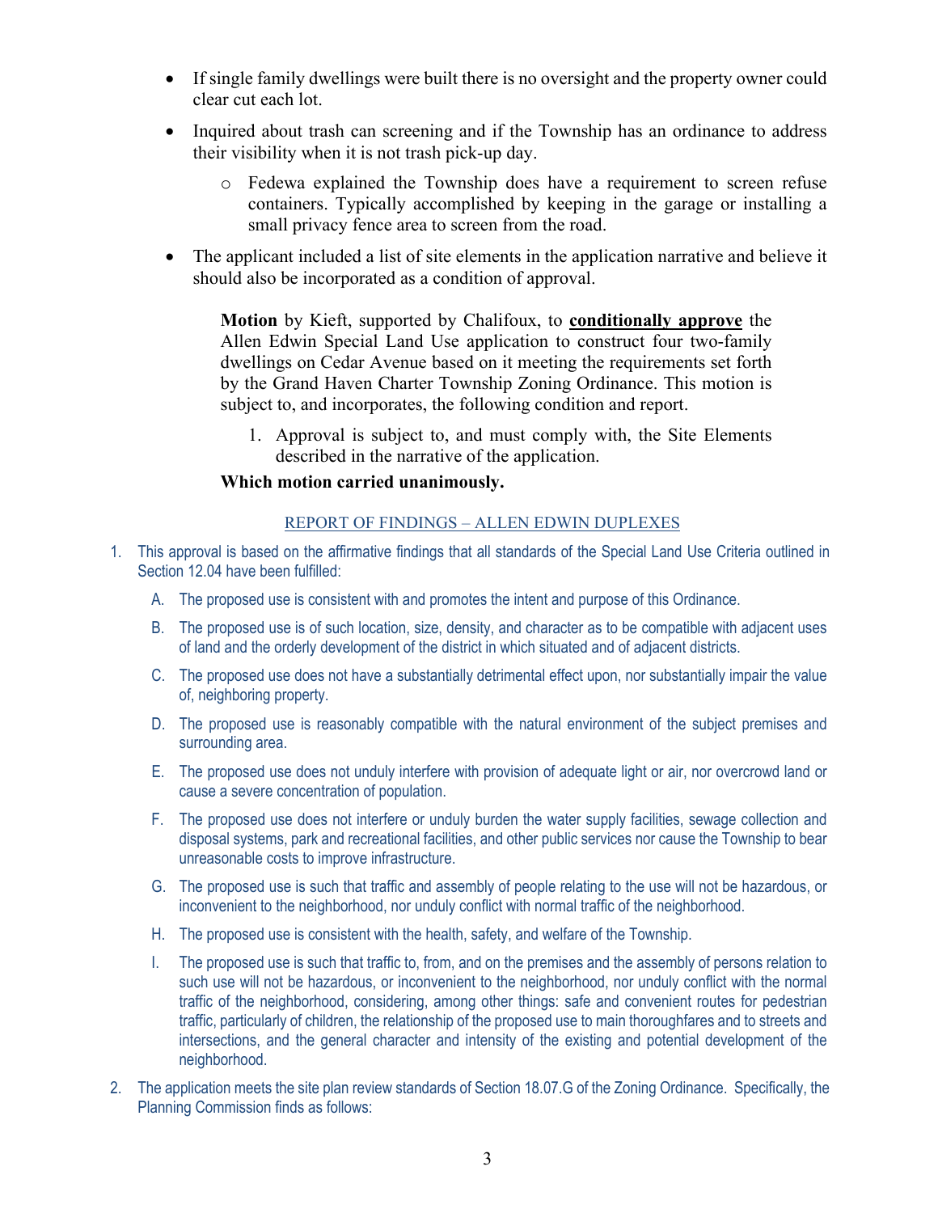- If single family dwellings were built there is no oversight and the property owner could clear cut each lot.
- Inquired about trash can screening and if the Township has an ordinance to address their visibility when it is not trash pick-up day.
  - Fedewa explained the Township does have a requirement to screen refuse containers. Typically accomplished by keeping in the garage or installing a small privacy fence area to screen from the road.
- The applicant included a list of site elements in the application narrative and believe it should also be incorporated as a condition of approval.

> **Motion** by Kieft, supported by Chalifoux, to **conditionally approve** the Allen Edwin Special Land Use application to construct four two-family dwellings on Cedar Avenue based on it meeting the requirements set forth by the Grand Haven Charter Township Zoning Ordinance. This motion is subject to, and incorporates, the following condition and report.
>
> 1. Approval is subject to, and must comply with, the Site Elements described in the narrative of the application.
>
> **Which motion carried unanimously.**

REPORT OF FINDINGS – ALLEN EDWIN DUPLEXES

1. This approval is based on the affirmative findings that all standards of the Special Land Use Criteria outlined in Section 12.04 have been fulfilled:
   - A. The proposed use is consistent with and promotes the intent and purpose of this Ordinance.
   - B. The proposed use is of such location, size, density, and character as to be compatible with adjacent uses of land and the orderly development of the district in which situated and of adjacent districts.
   - C. The proposed use does not have a substantially detrimental effect upon, nor substantially impair the value of, neighboring property.
   - D. The proposed use is reasonably compatible with the natural environment of the subject premises and surrounding area.
   - E. The proposed use does not unduly interfere with provision of adequate light or air, nor overcrowd land or cause a severe concentration of population.
   - F. The proposed use does not interfere or unduly burden the water supply facilities, sewage collection and disposal systems, park and recreational facilities, and other public services nor cause the Township to bear unreasonable costs to improve infrastructure.
   - G. The proposed use is such that traffic and assembly of people relating to the use will not be hazardous, or inconvenient to the neighborhood, nor unduly conflict with normal traffic of the neighborhood.
   - H. The proposed use is consistent with the health, safety, and welfare of the Township.
   - I. The proposed use is such that traffic to, from, and on the premises and the assembly of persons relation to such use will not be hazardous, or inconvenient to the neighborhood, nor unduly conflict with the normal traffic of the neighborhood, considering, among other things: safe and convenient routes for pedestrian traffic, particularly of children, the relationship of the proposed use to main thoroughfares and to streets and intersections, and the general character and intensity of the existing and potential development of the neighborhood.
2. The application meets the site plan review standards of Section 18.07.G of the Zoning Ordinance. Specifically, the Planning Commission finds as follows: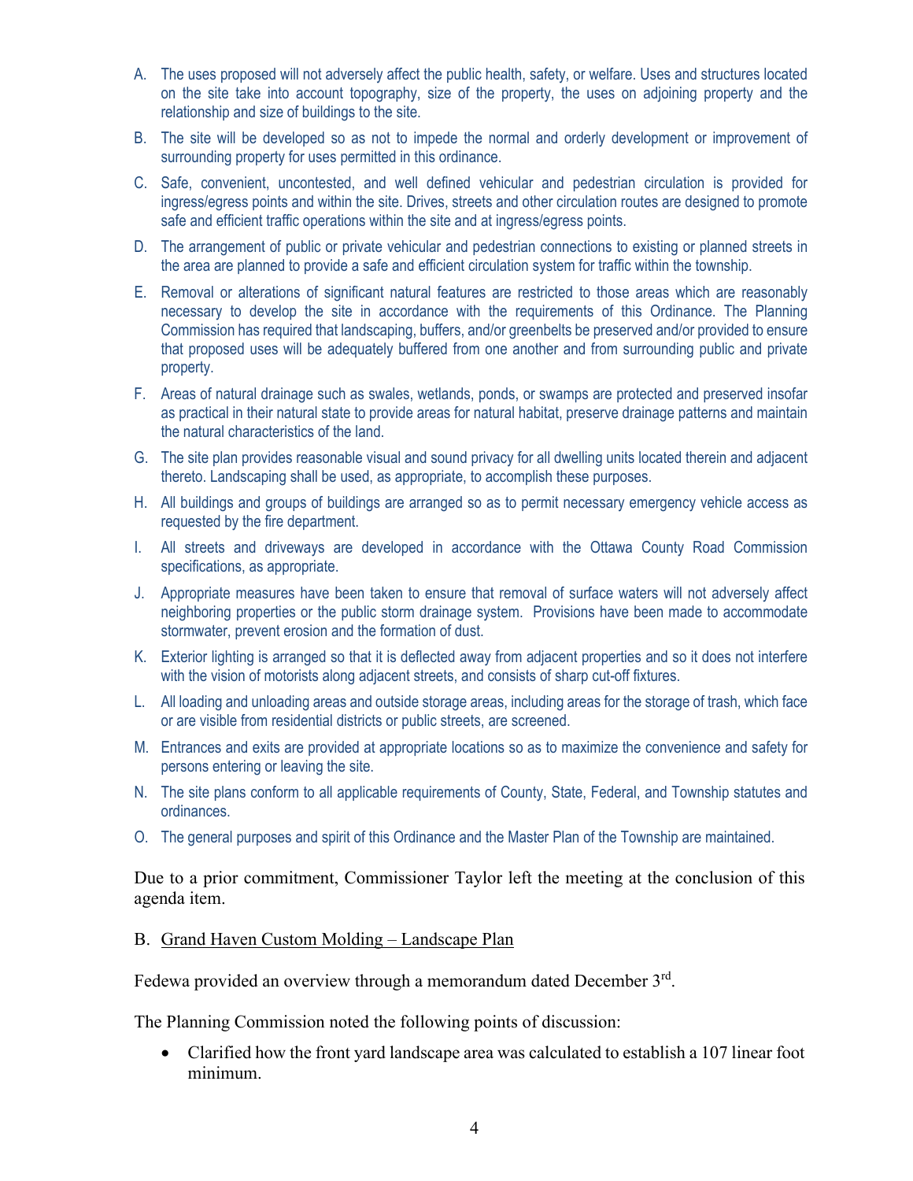A. The uses proposed will not adversely affect the public health, safety, or welfare. Uses and structures located on the site take into account topography, size of the property, the uses on adjoining property and the relationship and size of buildings to the site.

B. The site will be developed so as not to impede the normal and orderly development or improvement of surrounding property for uses permitted in this ordinance.

C. Safe, convenient, uncontested, and well defined vehicular and pedestrian circulation is provided for ingress/egress points and within the site. Drives, streets and other circulation routes are designed to promote safe and efficient traffic operations within the site and at ingress/egress points.

D. The arrangement of public or private vehicular and pedestrian connections to existing or planned streets in the area are planned to provide a safe and efficient circulation system for traffic within the township.

E. Removal or alterations of significant natural features are restricted to those areas which are reasonably necessary to develop the site in accordance with the requirements of this Ordinance. The Planning Commission has required that landscaping, buffers, and/or greenbelts be preserved and/or provided to ensure that proposed uses will be adequately buffered from one another and from surrounding public and private property.

F. Areas of natural drainage such as swales, wetlands, ponds, or swamps are protected and preserved insofar as practical in their natural state to provide areas for natural habitat, preserve drainage patterns and maintain the natural characteristics of the land.

G. The site plan provides reasonable visual and sound privacy for all dwelling units located therein and adjacent thereto. Landscaping shall be used, as appropriate, to accomplish these purposes.

H. All buildings and groups of buildings are arranged so as to permit necessary emergency vehicle access as requested by the fire department.

I. All streets and driveways are developed in accordance with the Ottawa County Road Commission specifications, as appropriate.

J. Appropriate measures have been taken to ensure that removal of surface waters will not adversely affect neighboring properties or the public storm drainage system. Provisions have been made to accommodate stormwater, prevent erosion and the formation of dust.

K. Exterior lighting is arranged so that it is deflected away from adjacent properties and so it does not interfere with the vision of motorists along adjacent streets, and consists of sharp cut-off fixtures.

L. All loading and unloading areas and outside storage areas, including areas for the storage of trash, which face or are visible from residential districts or public streets, are screened.

M. Entrances and exits are provided at appropriate locations so as to maximize the convenience and safety for persons entering or leaving the site.

N. The site plans conform to all applicable requirements of County, State, Federal, and Township statutes and ordinances.

O. The general purposes and spirit of this Ordinance and the Master Plan of the Township are maintained.

Due to a prior commitment, Commissioner Taylor left the meeting at the conclusion of this agenda item.

B. Grand Haven Custom Molding – Landscape Plan

Fedewa provided an overview through a memorandum dated December 3rd.

The Planning Commission noted the following points of discussion:

- Clarified how the front yard landscape area was calculated to establish a 107 linear foot minimum.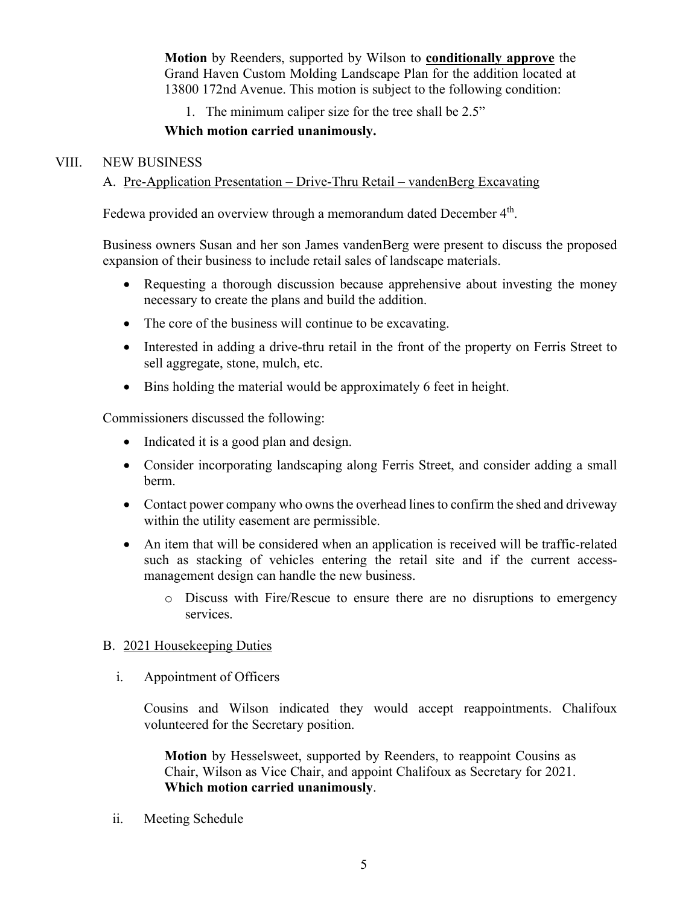**Motion** by Reenders, supported by Wilson to **conditionally approve** the Grand Haven Custom Molding Landscape Plan for the addition located at 13800 172nd Avenue. This motion is subject to the following condition:

1. The minimum caliper size for the tree shall be 2.5"

**Which motion carried unanimously.**

## VIII. NEW BUSINESS

### A. Pre-Application Presentation – Drive-Thru Retail – vandenBerg Excavating

Fedewa provided an overview through a memorandum dated December 4th.

Business owners Susan and her son James vandenBerg were present to discuss the proposed expansion of their business to include retail sales of landscape materials.

- Requesting a thorough discussion because apprehensive about investing the money necessary to create the plans and build the addition.
- The core of the business will continue to be excavating.
- Interested in adding a drive-thru retail in the front of the property on Ferris Street to sell aggregate, stone, mulch, etc.
- Bins holding the material would be approximately 6 feet in height.

Commissioners discussed the following:

- Indicated it is a good plan and design.
- Consider incorporating landscaping along Ferris Street, and consider adding a small berm.
- Contact power company who owns the overhead lines to confirm the shed and driveway within the utility easement are permissible.
- An item that will be considered when an application is received will be traffic-related such as stacking of vehicles entering the retail site and if the current access-management design can handle the new business.
  - Discuss with Fire/Rescue to ensure there are no disruptions to emergency services.

### B. 2021 Housekeeping Duties

i. Appointment of Officers

Cousins and Wilson indicated they would accept reappointments. Chalifoux volunteered for the Secretary position.

**Motion** by Hesselsweet, supported by Reenders, to reappoint Cousins as Chair, Wilson as Vice Chair, and appoint Chalifoux as Secretary for 2021. **Which motion carried unanimously**.

ii. Meeting Schedule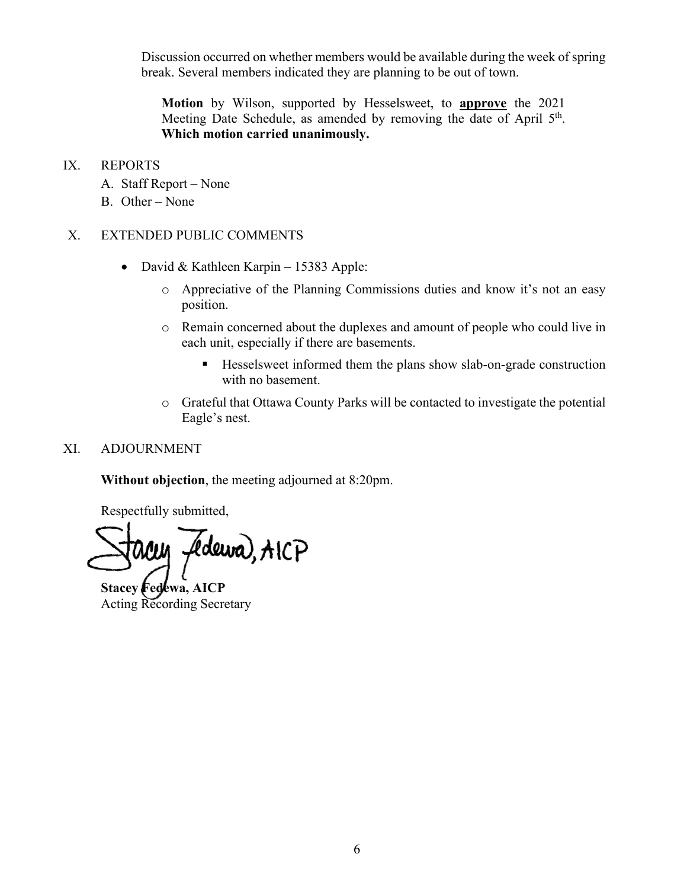Discussion occurred on whether members would be available during the week of spring break. Several members indicated they are planning to be out of town.

> **Motion** by Wilson, supported by Hesselsweet, to **approve** the 2021 Meeting Date Schedule, as amended by removing the date of April 5th. **Which motion carried unanimously.**

IX. REPORTS

A. Staff Report – None
B. Other – None

X. EXTENDED PUBLIC COMMENTS

- David & Kathleen Karpin – 15383 Apple:
  - Appreciative of the Planning Commissions duties and know it's not an easy position.
  - Remain concerned about the duplexes and amount of people who could live in each unit, especially if there are basements.
    - Hesselsweet informed them the plans show slab-on-grade construction with no basement.
  - Grateful that Ottawa County Parks will be contacted to investigate the potential Eagle's nest.

XI. ADJOURNMENT

**Without objection**, the meeting adjourned at 8:20pm.

Respectfully submitted,

Stacey Fedewa, AICP

**Stacey Fedewa, AICP**
Acting Recording Secretary